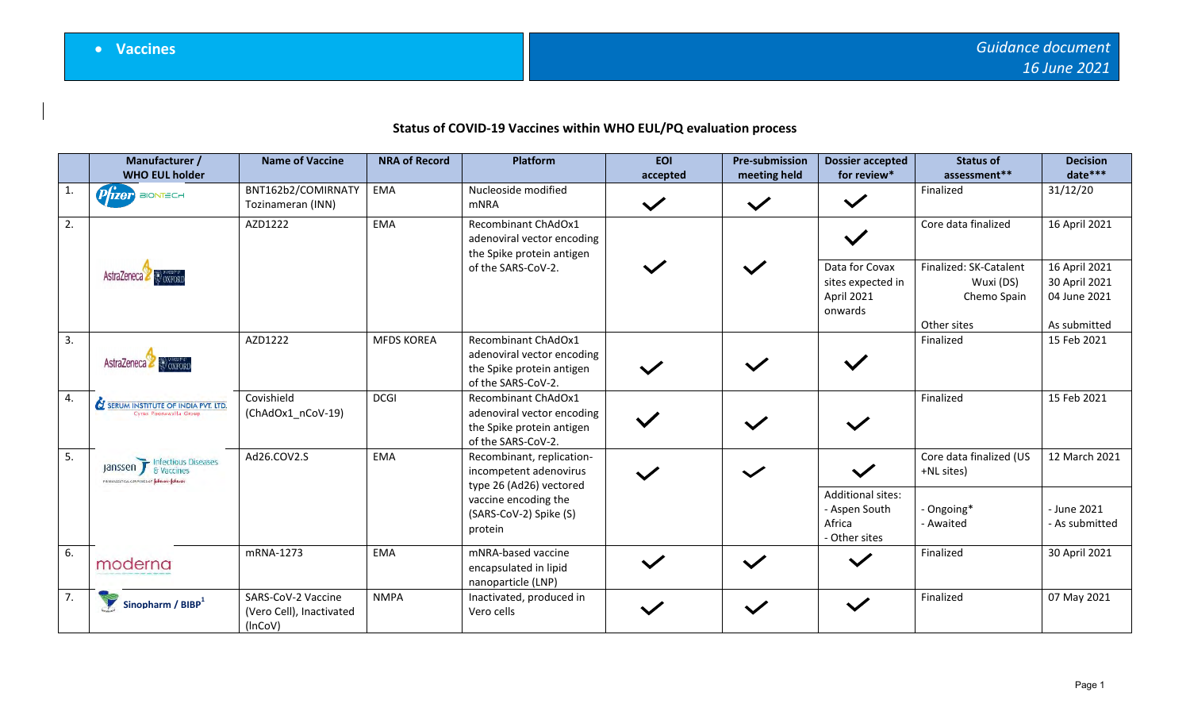- **Vaccines**

*Guidance document*
*16 June 2021*

**Status of COVID-19 Vaccines within WHO EUL/PQ evaluation process**

| | Manufacturer / WHO EUL holder | Name of Vaccine | NRA of Record | Platform | EOI accepted | Pre-submission meeting held | Dossier accepted for review* | Status of assessment** | Decision date*** |
|---|---|---|---|---|---|---|---|---|---|
| 1. | Pfizer BIONTECH | BNT162b2/COMIRNATY Tozinameran (INN) | EMA | Nucleoside modified mNRA | ✓ | ✓ | ✓ | Finalized | 31/12/20 |
| 2. | AstraZeneca OXFORD | AZD1222 | EMA | Recombinant ChAdOx1 adenoviral vector encoding the Spike protein antigen of the SARS-CoV-2. | ✓ | ✓ | ✓ | Core data finalized | 16 April 2021 |
| | | | | | | | Data for Covax sites expected in April 2021 onwards | Finalized: SK-Catalent<br>Wuxi (DS)<br>Chemo Spain<br><br>Other sites | 16 April 2021<br>30 April 2021<br>04 June 2021<br><br>As submitted |
| 3. | AstraZeneca OXFORD | AZD1222 | MFDS KOREA | Recombinant ChAdOx1 adenoviral vector encoding the Spike protein antigen of the SARS-CoV-2. | ✓ | ✓ | ✓ | Finalized | 15 Feb 2021 |
| 4. | SERUM INSTITUTE OF INDIA PVT. LTD. Cyrus Poonawalla Group | Covishield (ChAdOx1_nCoV-19) | DCGI | Recombinant ChAdOx1 adenoviral vector encoding the Spike protein antigen of the SARS-CoV-2. | ✓ | ✓ | ✓ | Finalized | 15 Feb 2021 |
| 5. | Janssen Infectious Diseases & Vaccines | Ad26.COV2.S | EMA | Recombinant, replication-incompetent adenovirus type 26 (Ad26) vectored vaccine encoding the (SARS-CoV-2) Spike (S) protein | ✓ | ✓ | ✓ | Core data finalized (US +NL sites) | 12 March 2021 |
| | | | | | | | Additional sites:<br>- Aspen South Africa<br>- Other sites | - Ongoing*<br>- Awaited | - June 2021<br>- As submitted |
| 6. | moderna | mRNA-1273 | EMA | mNRA-based vaccine encapsulated in lipid nanoparticle (LNP) | ✓ | ✓ | ✓ | Finalized | 30 April 2021 |
| 7. | Sinopharm / BIBP[1] | SARS-CoV-2 Vaccine (Vero Cell), Inactivated (InCoV) | NMPA | Inactivated, produced in Vero cells | ✓ | ✓ | ✓ | Finalized | 07 May 2021 |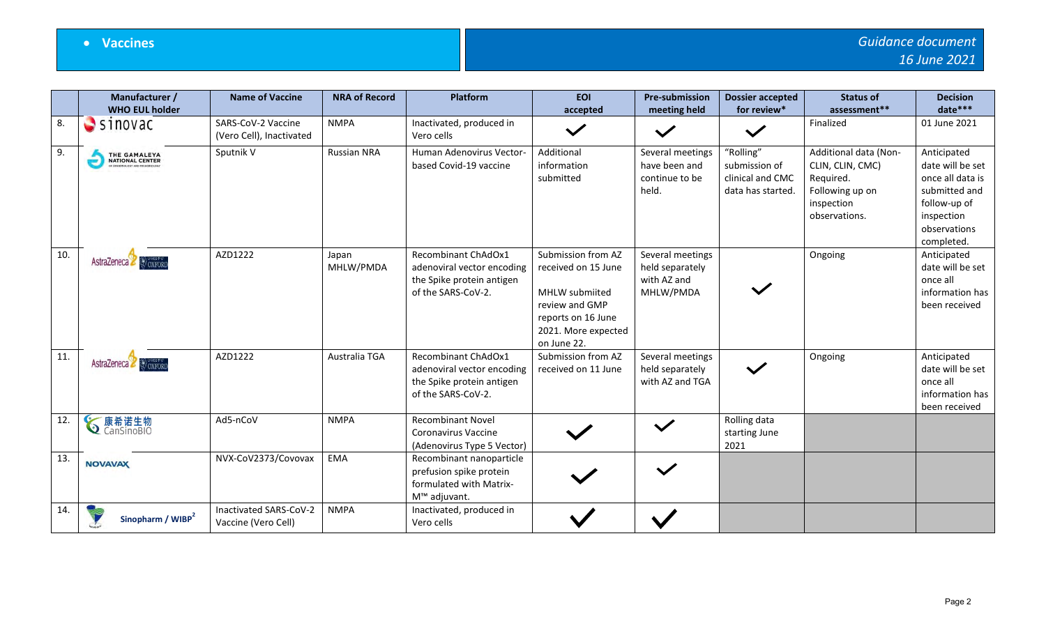- **Vaccines**

*Guidance document*
*16 June 2021*

| | Manufacturer / WHO EUL holder | Name of Vaccine | NRA of Record | Platform | EOI accepted | Pre-submission meeting held | Dossier accepted for review* | Status of assessment** | Decision date*** |
|---|---|---|---|---|---|---|---|---|---|
| 8. | Sinovac | SARS-CoV-2 Vaccine (Vero Cell), Inactivated | NMPA | Inactivated, produced in Vero cells | ✓ | ✓ | ✓ | Finalized | 01 June 2021 |
| 9. | The Gamaleya National Center | Sputnik V | Russian NRA | Human Adenovirus Vector-based Covid-19 vaccine | Additional information submitted | Several meetings have been and continue to be held. | "Rolling" submission of clinical and CMC data has started. | Additional data (Non-CLIN, CLIN, CMC) Required. Following up on inspection observations. | Anticipated date will be set once all data is submitted and follow-up of inspection observations completed. |
| 10. | AstraZeneca / Oxford | AZD1222 | Japan MHLW/PMDA | Recombinant ChAdOx1 adenoviral vector encoding the Spike protein antigen of the SARS-CoV-2. | Submission from AZ received on 15 June<br><br>MHLW submiited review and GMP reports on 16 June 2021. More expected on June 22. | Several meetings held separately with AZ and MHLW/PMDA | ✓ | Ongoing | Anticipated date will be set once all information has been received |
| 11. | AstraZeneca / Oxford | AZD1222 | Australia TGA | Recombinant ChAdOx1 adenoviral vector encoding the Spike protein antigen of the SARS-CoV-2. | Submission from AZ received on 11 June | Several meetings held separately with AZ and TGA | ✓ | Ongoing | Anticipated date will be set once all information has been received |
| 12. | 康希诺生物 CanSinoBIO | Ad5-nCoV | NMPA | Recombinant Novel Coronavirus Vaccine (Adenovirus Type 5 Vector) | ✓ | ✓ | Rolling data starting June 2021 | | |
| 13. | NOVAVAX | NVX-CoV2373/Covovax | EMA | Recombinant nanoparticle prefusion spike protein formulated with Matrix-M™ adjuvant. | ✓ | ✓ | | | |
| 14. | Sinopharm / WIBP[2] | Inactivated SARS-CoV-2 Vaccine (Vero Cell) | NMPA | Inactivated, produced in Vero cells | ✓ | ✓ | | | |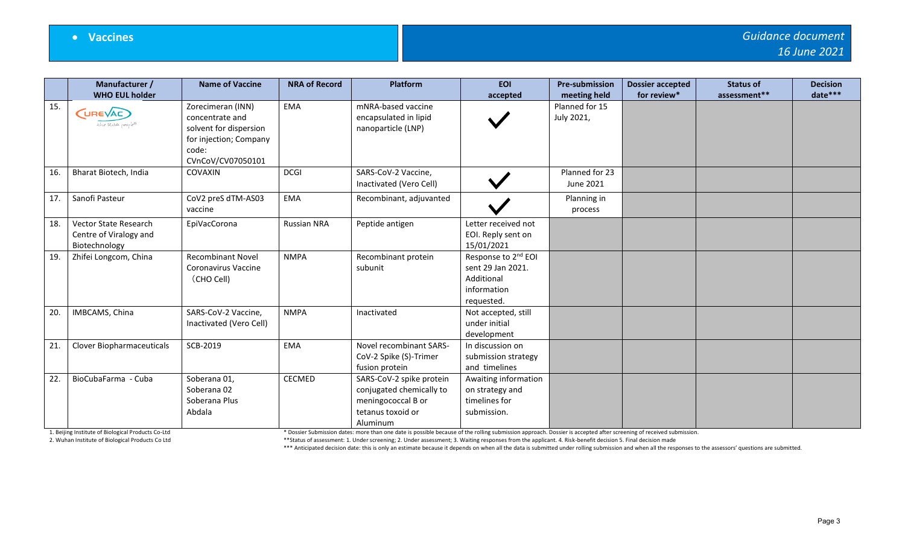- **Vaccines**

*Guidance document*
*16 June 2021*

| | Manufacturer / WHO EUL holder | Name of Vaccine | NRA of Record | Platform | EOI accepted | Pre-submission meeting held | Dossier accepted for review* | Status of assessment** | Decision date*** |
|---|---|---|---|---|---|---|---|---|---|
| 15. | CureVac | Zorecimeran (INN) concentrate and solvent for dispersion for injection; Company code: CVnCoV/CV07050101 | EMA | mNRA-based vaccine encapsulated in lipid nanoparticle (LNP) | ✓ | Planned for 15 July 2021, | | | |
| 16. | Bharat Biotech, India | COVAXIN | DCGI | SARS-CoV-2 Vaccine, Inactivated (Vero Cell) | ✓ | Planned for 23 June 2021 | | | |
| 17. | Sanofi Pasteur | CoV2 preS dTM-AS03 vaccine | EMA | Recombinant, adjuvanted | ✓ | Planning in process | | | |
| 18. | Vector State Research Centre of Virology and Biotechnology | EpiVacCorona | Russian NRA | Peptide antigen | Letter received not EOI. Reply sent on 15/01/2021 | | | | |
| 19. | Zhifei Longcom, China | Recombinant Novel Coronavirus Vaccine （CHO Cell) | NMPA | Recombinant protein subunit | Response to 2nd EOI sent 29 Jan 2021. Additional information requested. | | | | |
| 20. | IMBCAMS, China | SARS-CoV-2 Vaccine, Inactivated (Vero Cell) | NMPA | Inactivated | Not accepted, still under initial development | | | | |
| 21. | Clover Biopharmaceuticals | SCB-2019 | EMA | Novel recombinant SARS-CoV-2 Spike (S)-Trimer fusion protein | In discussion on submission strategy and timelines | | | | |
| 22. | BioCubaFarma - Cuba | Soberana 01, Soberana 02 Soberana Plus Abdala | CECMED | SARS-CoV-2 spike protein conjugated chemically to meningococcal B or tetanus toxoid or Aluminum | Awaiting information on strategy and timelines for submission. | | | | |

1. Beijing Institute of Biological Products Co-Ltd
2. Wuhan Institute of Biological Products Co Ltd

\* Dossier Submission dates: more than one date is possible because of the rolling submission approach. Dossier is accepted after screening of received submission.

\*\*Status of assessment: 1. Under screening; 2. Under assessment; 3. Waiting responses from the applicant. 4. Risk-benefit decision 5. Final decision made

\*\*\* Anticipated decision date: this is only an estimate because it depends on when all the data is submitted under rolling submission and when all the responses to the assessors' questions are submitted.